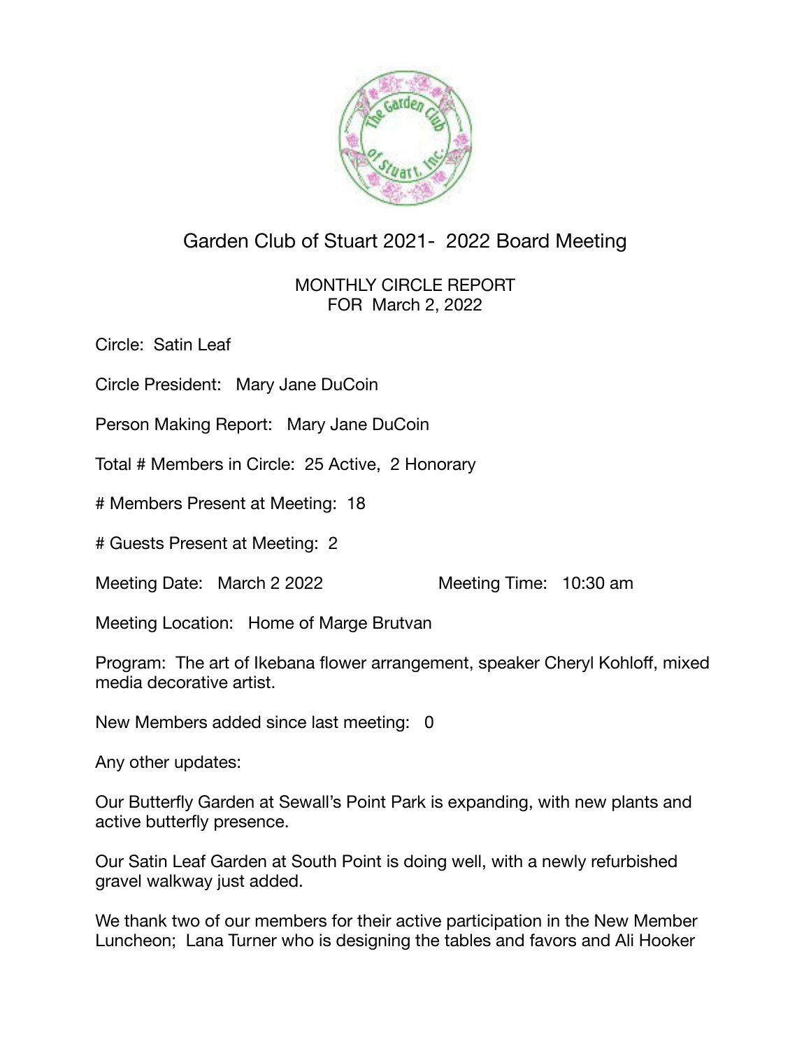# Garden Club of Stuart 2021- 2022 Board Meeting

MONTHLY CIRCLE REPORT
FOR March 2, 2022

Circle: Satin Leaf

Circle President: Mary Jane DuCoin

Person Making Report: Mary Jane DuCoin

Total # Members in Circle: 25 Active, 2 Honorary

# Members Present at Meeting: 18

# Guests Present at Meeting: 2

Meeting Date: March 2 2022 Meeting Time: 10:30 am

Meeting Location: Home of Marge Brutvan

Program: The art of Ikebana flower arrangement, speaker Cheryl Kohloff, mixed media decorative artist.

New Members added since last meeting: 0

Any other updates:

Our Butterfly Garden at Sewall's Point Park is expanding, with new plants and active butterfly presence.

Our Satin Leaf Garden at South Point is doing well, with a newly refurbished gravel walkway just added.

We thank two of our members for their active participation in the New Member Luncheon; Lana Turner who is designing the tables and favors and Ali Hooker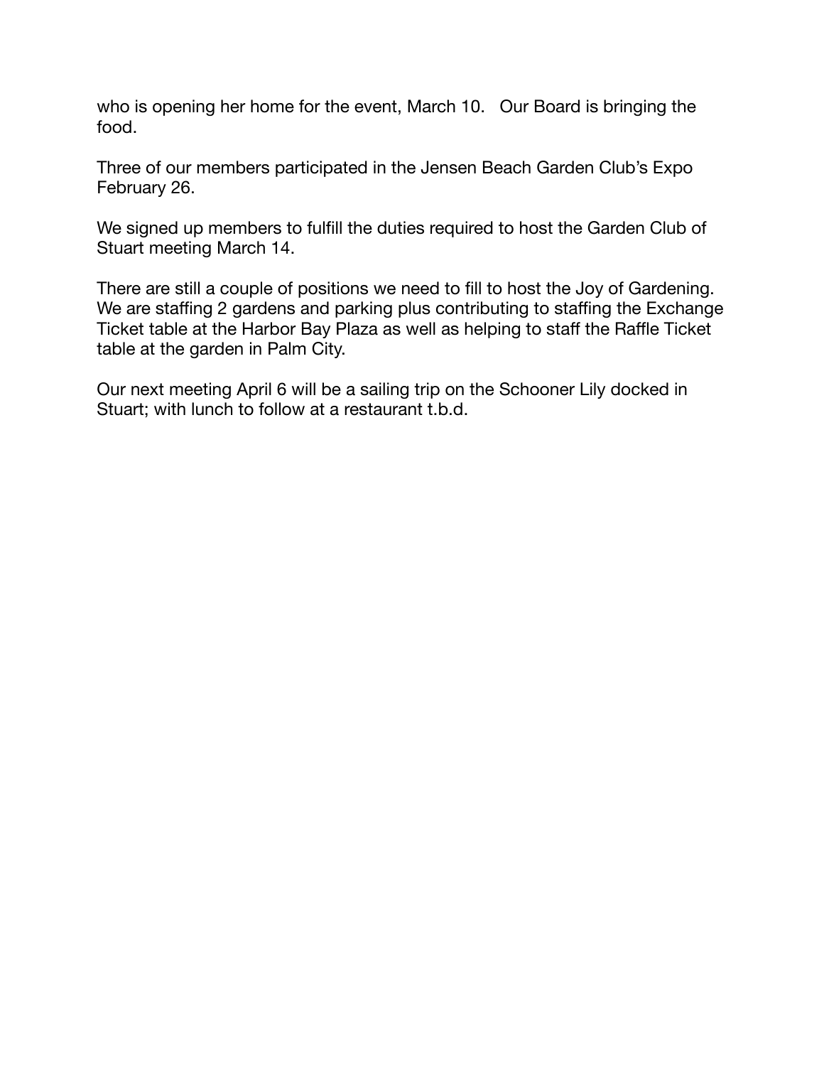who is opening her home for the event, March 10. Our Board is bringing the food.

Three of our members participated in the Jensen Beach Garden Club's Expo February 26.

We signed up members to fulfill the duties required to host the Garden Club of Stuart meeting March 14.

There are still a couple of positions we need to fill to host the Joy of Gardening. We are staffing 2 gardens and parking plus contributing to staffing the Exchange Ticket table at the Harbor Bay Plaza as well as helping to staff the Raffle Ticket table at the garden in Palm City.

Our next meeting April 6 will be a sailing trip on the Schooner Lily docked in Stuart; with lunch to follow at a restaurant t.b.d.